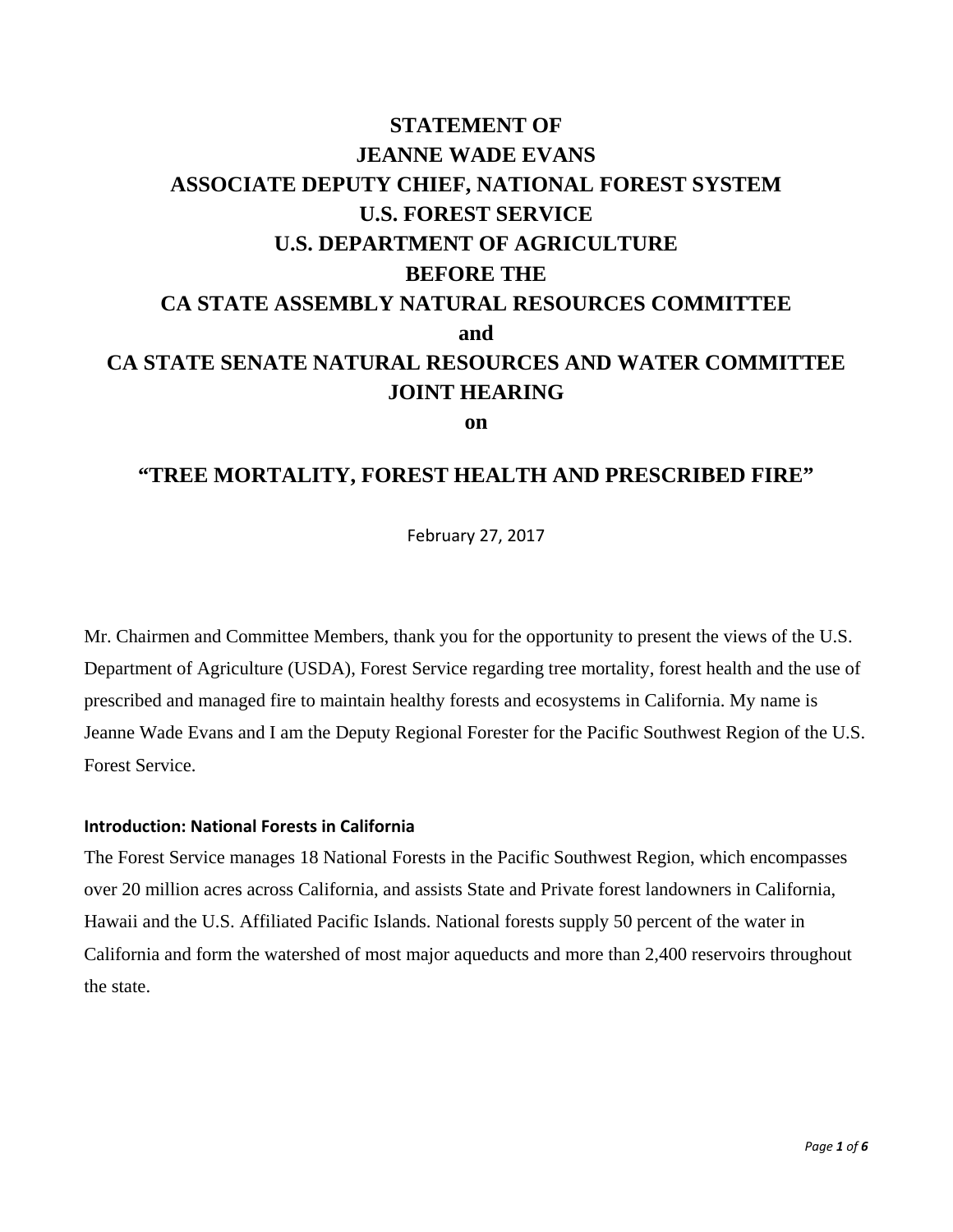# STATEMENT OF
# JEANNE WADE EVANS
# ASSOCIATE DEPUTY CHIEF, NATIONAL FOREST SYSTEM
# U.S. FOREST SERVICE
# U.S. DEPARTMENT OF AGRICULTURE
# BEFORE THE
# CA STATE ASSEMBLY NATURAL RESOURCES COMMITTEE
# and
# CA STATE SENATE NATURAL RESOURCES AND WATER COMMITTEE
# JOINT HEARING
# on

## "TREE MORTALITY, FOREST HEALTH AND PRESCRIBED FIRE"

February 27, 2017

Mr. Chairmen and Committee Members, thank you for the opportunity to present the views of the U.S. Department of Agriculture (USDA), Forest Service regarding tree mortality, forest health and the use of prescribed and managed fire to maintain healthy forests and ecosystems in California. My name is Jeanne Wade Evans and I am the Deputy Regional Forester for the Pacific Southwest Region of the U.S. Forest Service.

### Introduction: National Forests in California

The Forest Service manages 18 National Forests in the Pacific Southwest Region, which encompasses over 20 million acres across California, and assists State and Private forest landowners in California, Hawaii and the U.S. Affiliated Pacific Islands. National forests supply 50 percent of the water in California and form the watershed of most major aqueducts and more than 2,400 reservoirs throughout the state.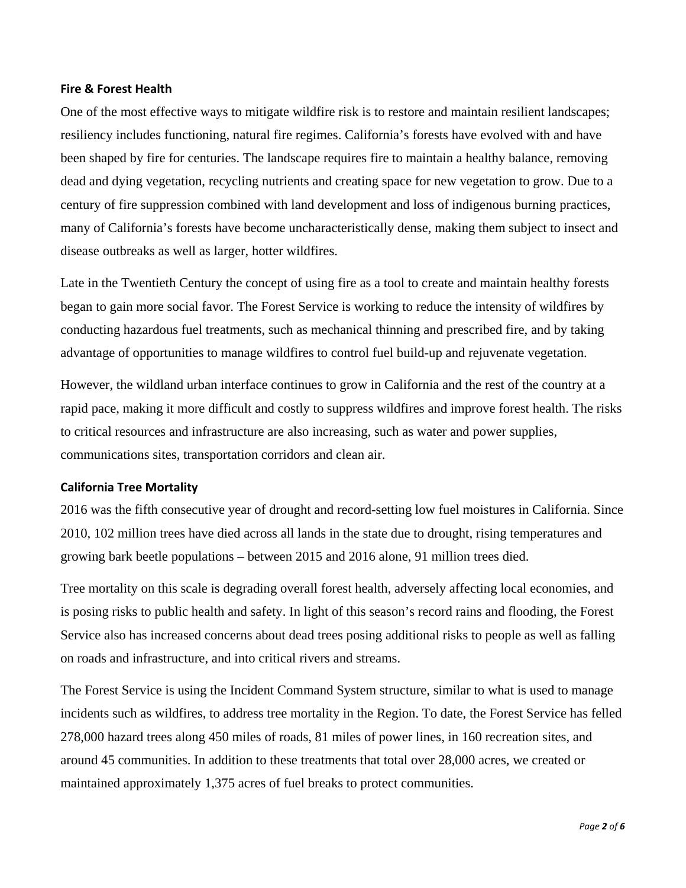## Fire & Forest Health

One of the most effective ways to mitigate wildfire risk is to restore and maintain resilient landscapes; resiliency includes functioning, natural fire regimes. California's forests have evolved with and have been shaped by fire for centuries. The landscape requires fire to maintain a healthy balance, removing dead and dying vegetation, recycling nutrients and creating space for new vegetation to grow. Due to a century of fire suppression combined with land development and loss of indigenous burning practices, many of California's forests have become uncharacteristically dense, making them subject to insect and disease outbreaks as well as larger, hotter wildfires.

Late in the Twentieth Century the concept of using fire as a tool to create and maintain healthy forests began to gain more social favor. The Forest Service is working to reduce the intensity of wildfires by conducting hazardous fuel treatments, such as mechanical thinning and prescribed fire, and by taking advantage of opportunities to manage wildfires to control fuel build-up and rejuvenate vegetation.

However, the wildland urban interface continues to grow in California and the rest of the country at a rapid pace, making it more difficult and costly to suppress wildfires and improve forest health. The risks to critical resources and infrastructure are also increasing, such as water and power supplies, communications sites, transportation corridors and clean air.

## California Tree Mortality

2016 was the fifth consecutive year of drought and record-setting low fuel moistures in California. Since 2010, 102 million trees have died across all lands in the state due to drought, rising temperatures and growing bark beetle populations – between 2015 and 2016 alone, 91 million trees died.

Tree mortality on this scale is degrading overall forest health, adversely affecting local economies, and is posing risks to public health and safety. In light of this season's record rains and flooding, the Forest Service also has increased concerns about dead trees posing additional risks to people as well as falling on roads and infrastructure, and into critical rivers and streams.

The Forest Service is using the Incident Command System structure, similar to what is used to manage incidents such as wildfires, to address tree mortality in the Region. To date, the Forest Service has felled 278,000 hazard trees along 450 miles of roads, 81 miles of power lines, in 160 recreation sites, and around 45 communities. In addition to these treatments that total over 28,000 acres, we created or maintained approximately 1,375 acres of fuel breaks to protect communities.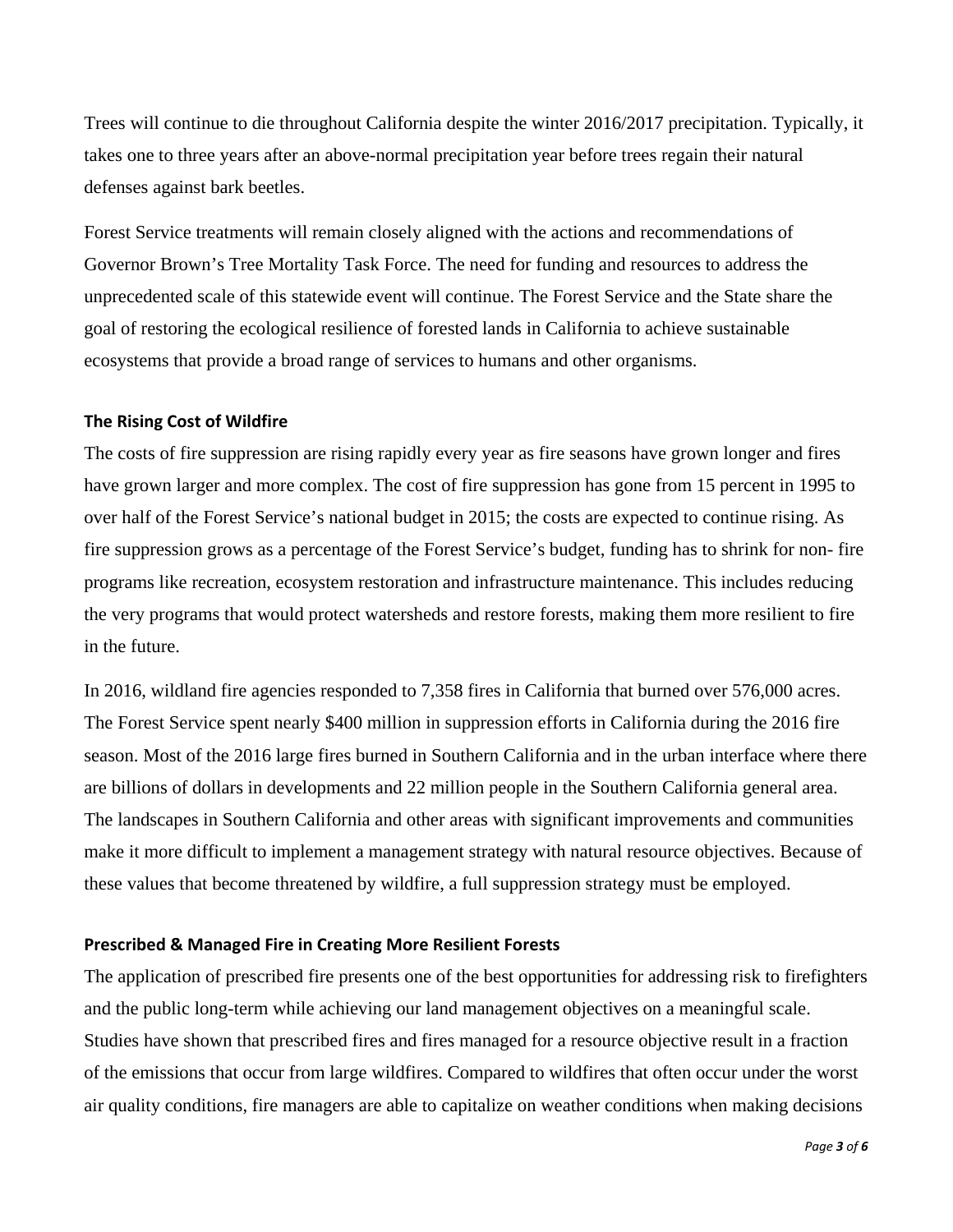Trees will continue to die throughout California despite the winter 2016/2017 precipitation. Typically, it takes one to three years after an above-normal precipitation year before trees regain their natural defenses against bark beetles.

Forest Service treatments will remain closely aligned with the actions and recommendations of Governor Brown's Tree Mortality Task Force. The need for funding and resources to address the unprecedented scale of this statewide event will continue. The Forest Service and the State share the goal of restoring the ecological resilience of forested lands in California to achieve sustainable ecosystems that provide a broad range of services to humans and other organisms.

### The Rising Cost of Wildfire

The costs of fire suppression are rising rapidly every year as fire seasons have grown longer and fires have grown larger and more complex. The cost of fire suppression has gone from 15 percent in 1995 to over half of the Forest Service's national budget in 2015; the costs are expected to continue rising. As fire suppression grows as a percentage of the Forest Service's budget, funding has to shrink for non- fire programs like recreation, ecosystem restoration and infrastructure maintenance. This includes reducing the very programs that would protect watersheds and restore forests, making them more resilient to fire in the future.

In 2016, wildland fire agencies responded to 7,358 fires in California that burned over 576,000 acres. The Forest Service spent nearly $400 million in suppression efforts in California during the 2016 fire season. Most of the 2016 large fires burned in Southern California and in the urban interface where there are billions of dollars in developments and 22 million people in the Southern California general area. The landscapes in Southern California and other areas with significant improvements and communities make it more difficult to implement a management strategy with natural resource objectives. Because of these values that become threatened by wildfire, a full suppression strategy must be employed.

### Prescribed & Managed Fire in Creating More Resilient Forests

The application of prescribed fire presents one of the best opportunities for addressing risk to firefighters and the public long-term while achieving our land management objectives on a meaningful scale. Studies have shown that prescribed fires and fires managed for a resource objective result in a fraction of the emissions that occur from large wildfires. Compared to wildfires that often occur under the worst air quality conditions, fire managers are able to capitalize on weather conditions when making decisions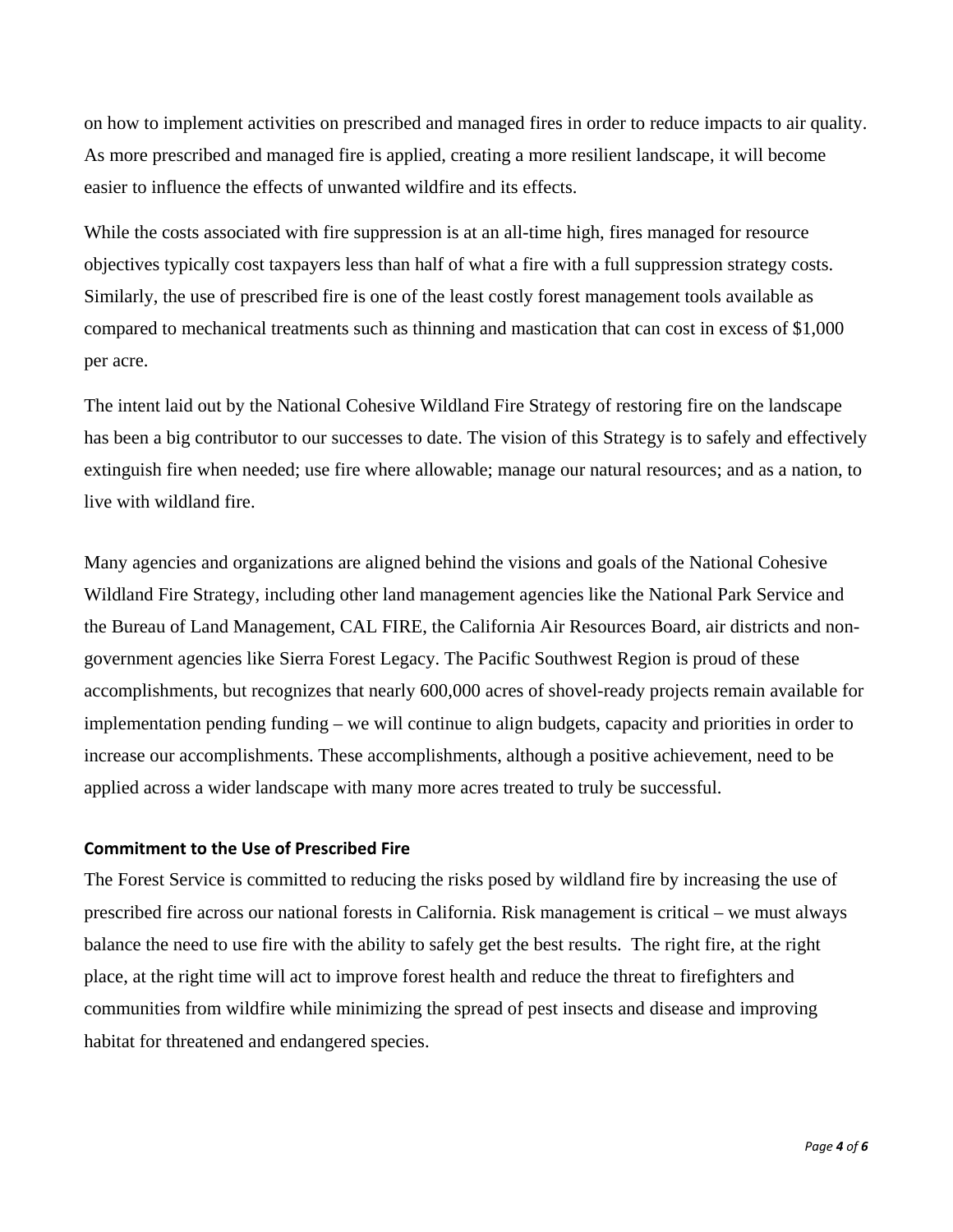on how to implement activities on prescribed and managed fires in order to reduce impacts to air quality. As more prescribed and managed fire is applied, creating a more resilient landscape, it will become easier to influence the effects of unwanted wildfire and its effects.

While the costs associated with fire suppression is at an all-time high, fires managed for resource objectives typically cost taxpayers less than half of what a fire with a full suppression strategy costs. Similarly, the use of prescribed fire is one of the least costly forest management tools available as compared to mechanical treatments such as thinning and mastication that can cost in excess of $1,000 per acre.

The intent laid out by the National Cohesive Wildland Fire Strategy of restoring fire on the landscape has been a big contributor to our successes to date. The vision of this Strategy is to safely and effectively extinguish fire when needed; use fire where allowable; manage our natural resources; and as a nation, to live with wildland fire.

Many agencies and organizations are aligned behind the visions and goals of the National Cohesive Wildland Fire Strategy, including other land management agencies like the National Park Service and the Bureau of Land Management, CAL FIRE, the California Air Resources Board, air districts and non-government agencies like Sierra Forest Legacy. The Pacific Southwest Region is proud of these accomplishments, but recognizes that nearly 600,000 acres of shovel-ready projects remain available for implementation pending funding – we will continue to align budgets, capacity and priorities in order to increase our accomplishments. These accomplishments, although a positive achievement, need to be applied across a wider landscape with many more acres treated to truly be successful.

**Commitment to the Use of Prescribed Fire**

The Forest Service is committed to reducing the risks posed by wildland fire by increasing the use of prescribed fire across our national forests in California. Risk management is critical – we must always balance the need to use fire with the ability to safely get the best results. The right fire, at the right place, at the right time will act to improve forest health and reduce the threat to firefighters and communities from wildfire while minimizing the spread of pest insects and disease and improving habitat for threatened and endangered species.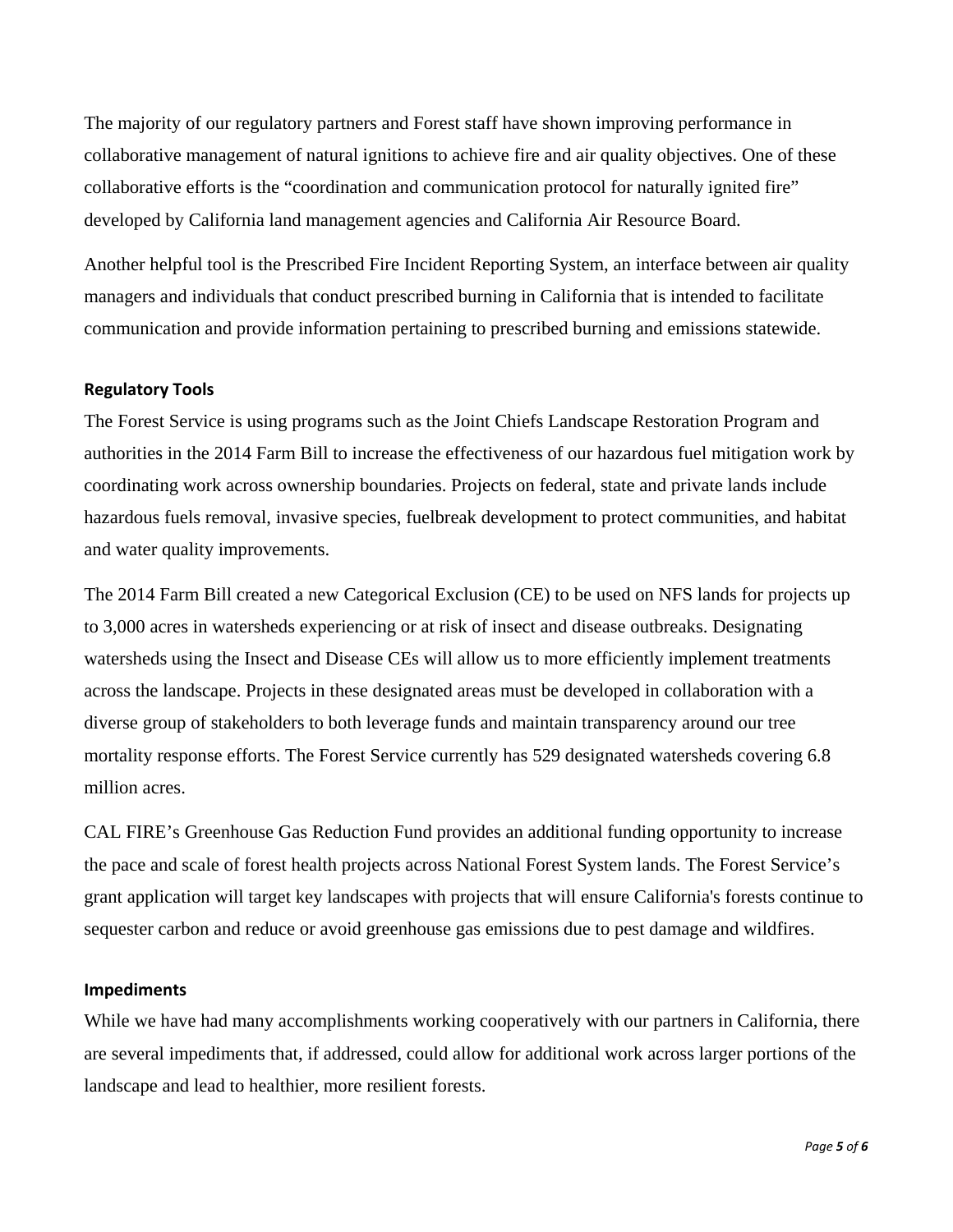The majority of our regulatory partners and Forest staff have shown improving performance in collaborative management of natural ignitions to achieve fire and air quality objectives. One of these collaborative efforts is the "coordination and communication protocol for naturally ignited fire" developed by California land management agencies and California Air Resource Board.

Another helpful tool is the Prescribed Fire Incident Reporting System, an interface between air quality managers and individuals that conduct prescribed burning in California that is intended to facilitate communication and provide information pertaining to prescribed burning and emissions statewide.

**Regulatory Tools**

The Forest Service is using programs such as the Joint Chiefs Landscape Restoration Program and authorities in the 2014 Farm Bill to increase the effectiveness of our hazardous fuel mitigation work by coordinating work across ownership boundaries. Projects on federal, state and private lands include hazardous fuels removal, invasive species, fuelbreak development to protect communities, and habitat and water quality improvements.

The 2014 Farm Bill created a new Categorical Exclusion (CE) to be used on NFS lands for projects up to 3,000 acres in watersheds experiencing or at risk of insect and disease outbreaks. Designating watersheds using the Insect and Disease CEs will allow us to more efficiently implement treatments across the landscape. Projects in these designated areas must be developed in collaboration with a diverse group of stakeholders to both leverage funds and maintain transparency around our tree mortality response efforts. The Forest Service currently has 529 designated watersheds covering 6.8 million acres.

CAL FIRE's Greenhouse Gas Reduction Fund provides an additional funding opportunity to increase the pace and scale of forest health projects across National Forest System lands. The Forest Service's grant application will target key landscapes with projects that will ensure California's forests continue to sequester carbon and reduce or avoid greenhouse gas emissions due to pest damage and wildfires.

**Impediments**

While we have had many accomplishments working cooperatively with our partners in California, there are several impediments that, if addressed, could allow for additional work across larger portions of the landscape and lead to healthier, more resilient forests.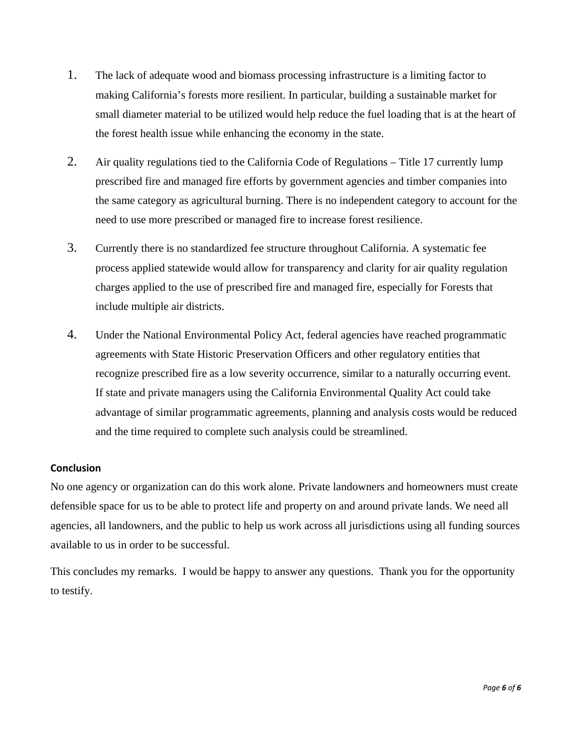1. The lack of adequate wood and biomass processing infrastructure is a limiting factor to making California's forests more resilient. In particular, building a sustainable market for small diameter material to be utilized would help reduce the fuel loading that is at the heart of the forest health issue while enhancing the economy in the state.

2. Air quality regulations tied to the California Code of Regulations – Title 17 currently lump prescribed fire and managed fire efforts by government agencies and timber companies into the same category as agricultural burning. There is no independent category to account for the need to use more prescribed or managed fire to increase forest resilience.

3. Currently there is no standardized fee structure throughout California. A systematic fee process applied statewide would allow for transparency and clarity for air quality regulation charges applied to the use of prescribed fire and managed fire, especially for Forests that include multiple air districts.

4. Under the National Environmental Policy Act, federal agencies have reached programmatic agreements with State Historic Preservation Officers and other regulatory entities that recognize prescribed fire as a low severity occurrence, similar to a naturally occurring event. If state and private managers using the California Environmental Quality Act could take advantage of similar programmatic agreements, planning and analysis costs would be reduced and the time required to complete such analysis could be streamlined.

**Conclusion**

No one agency or organization can do this work alone. Private landowners and homeowners must create defensible space for us to be able to protect life and property on and around private lands. We need all agencies, all landowners, and the public to help us work across all jurisdictions using all funding sources available to us in order to be successful.

This concludes my remarks. I would be happy to answer any questions. Thank you for the opportunity to testify.